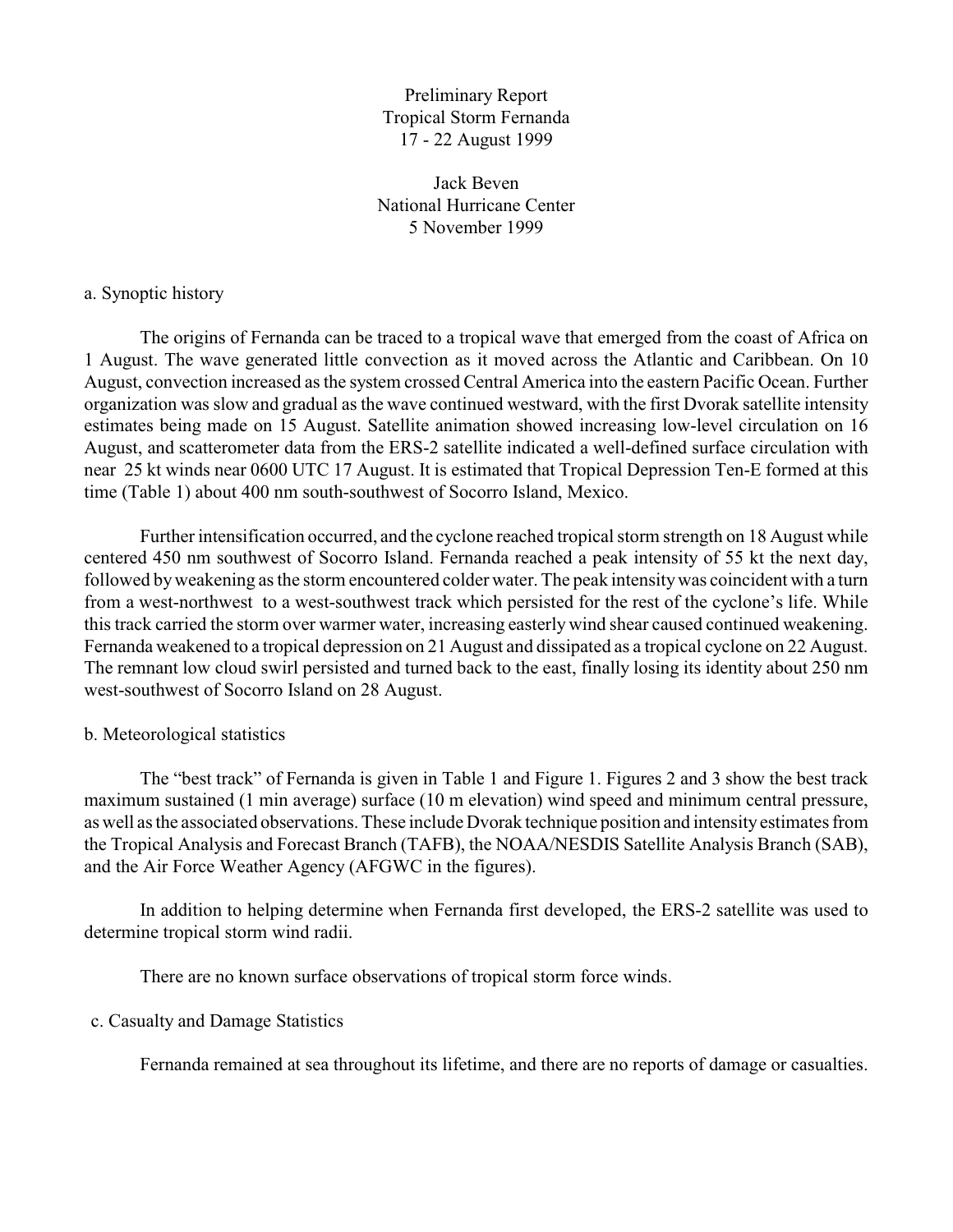# Preliminary Report
# Tropical Storm Fernanda
# 17 - 22 August 1999

Jack Beven
National Hurricane Center
5 November 1999

## a. Synoptic history

The origins of Fernanda can be traced to a tropical wave that emerged from the coast of Africa on 1 August. The wave generated little convection as it moved across the Atlantic and Caribbean. On 10 August, convection increased as the system crossed Central America into the eastern Pacific Ocean. Further organization was slow and gradual as the wave continued westward, with the first Dvorak satellite intensity estimates being made on 15 August. Satellite animation showed increasing low-level circulation on 16 August, and scatterometer data from the ERS-2 satellite indicated a well-defined surface circulation with near 25 kt winds near 0600 UTC 17 August. It is estimated that Tropical Depression Ten-E formed at this time (Table 1) about 400 nm south-southwest of Socorro Island, Mexico.

Further intensification occurred, and the cyclone reached tropical storm strength on 18 August while centered 450 nm southwest of Socorro Island. Fernanda reached a peak intensity of 55 kt the next day, followed by weakening as the storm encountered colder water. The peak intensity was coincident with a turn from a west-northwest to a west-southwest track which persisted for the rest of the cyclone's life. While this track carried the storm over warmer water, increasing easterly wind shear caused continued weakening. Fernanda weakened to a tropical depression on 21 August and dissipated as a tropical cyclone on 22 August. The remnant low cloud swirl persisted and turned back to the east, finally losing its identity about 250 nm west-southwest of Socorro Island on 28 August.

## b. Meteorological statistics

The "best track" of Fernanda is given in Table 1 and Figure 1. Figures 2 and 3 show the best track maximum sustained (1 min average) surface (10 m elevation) wind speed and minimum central pressure, as well as the associated observations. These include Dvorak technique position and intensity estimates from the Tropical Analysis and Forecast Branch (TAFB), the NOAA/NESDIS Satellite Analysis Branch (SAB), and the Air Force Weather Agency (AFGWC in the figures).

In addition to helping determine when Fernanda first developed, the ERS-2 satellite was used to determine tropical storm wind radii.

There are no known surface observations of tropical storm force winds.

## c. Casualty and Damage Statistics

Fernanda remained at sea throughout its lifetime, and there are no reports of damage or casualties.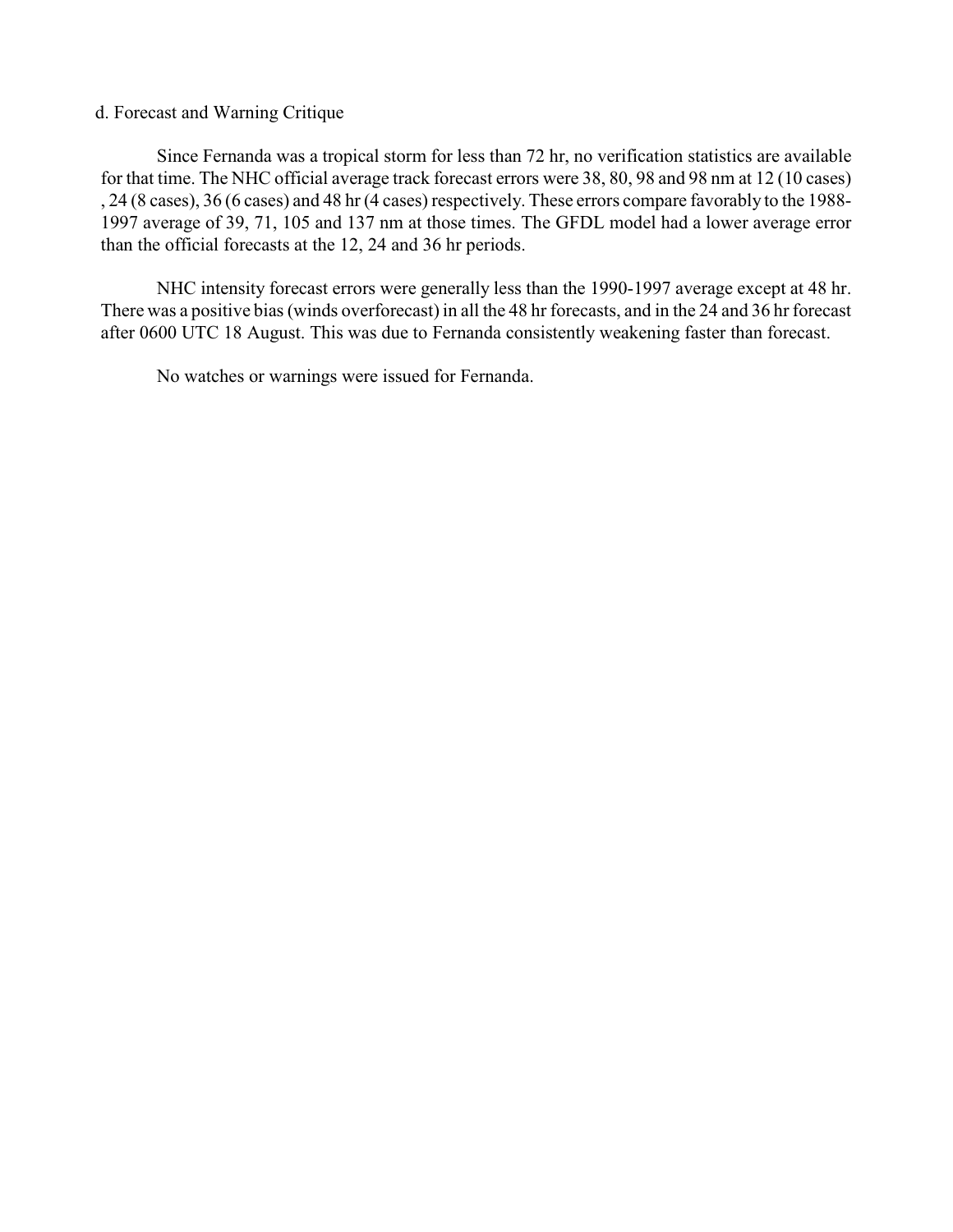d. Forecast and Warning Critique

Since Fernanda was a tropical storm for less than 72 hr, no verification statistics are available for that time. The NHC official average track forecast errors were 38, 80, 98 and 98 nm at 12 (10 cases), 24 (8 cases), 36 (6 cases) and 48 hr (4 cases) respectively. These errors compare favorably to the 1988-1997 average of 39, 71, 105 and 137 nm at those times. The GFDL model had a lower average error than the official forecasts at the 12, 24 and 36 hr periods.

NHC intensity forecast errors were generally less than the 1990-1997 average except at 48 hr. There was a positive bias (winds overforecast) in all the 48 hr forecasts, and in the 24 and 36 hr forecast after 0600 UTC 18 August. This was due to Fernanda consistently weakening faster than forecast.

No watches or warnings were issued for Fernanda.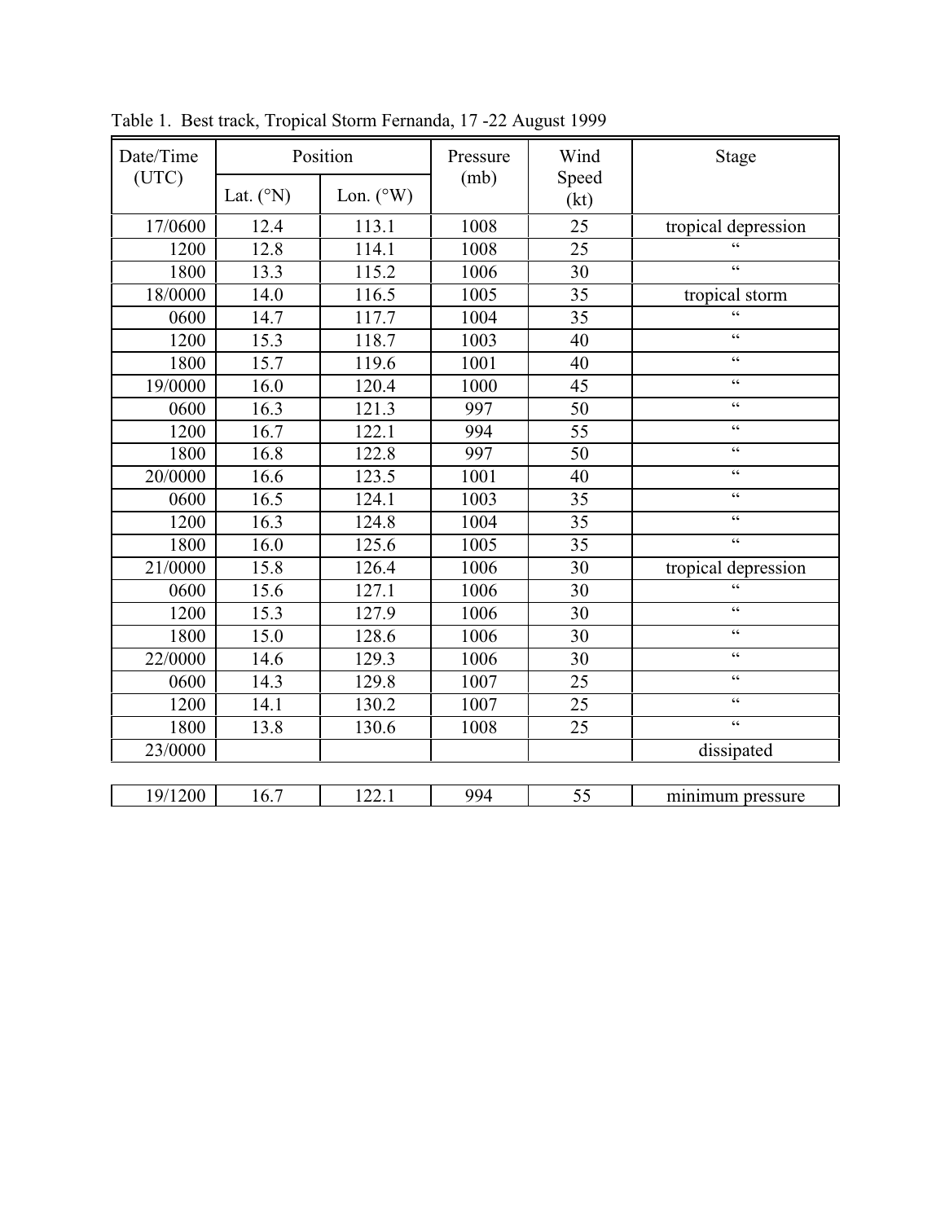Table 1. Best track, Tropical Storm Fernanda, 17 -22 August 1999

| Date/Time (UTC) | Position | | Pressure (mb) | Wind Speed (kt) | Stage |
|---|---|---|---|---|---|
| | Lat. (°N) | Lon. (°W) | | | |
| 17/0600 | 12.4 | 113.1 | 1008 | 25 | tropical depression |
| 1200 | 12.8 | 114.1 | 1008 | 25 | " |
| 1800 | 13.3 | 115.2 | 1006 | 30 | " |
| 18/0000 | 14.0 | 116.5 | 1005 | 35 | tropical storm |
| 0600 | 14.7 | 117.7 | 1004 | 35 | " |
| 1200 | 15.3 | 118.7 | 1003 | 40 | " |
| 1800 | 15.7 | 119.6 | 1001 | 40 | " |
| 19/0000 | 16.0 | 120.4 | 1000 | 45 | " |
| 0600 | 16.3 | 121.3 | 997 | 50 | " |
| 1200 | 16.7 | 122.1 | 994 | 55 | " |
| 1800 | 16.8 | 122.8 | 997 | 50 | " |
| 20/0000 | 16.6 | 123.5 | 1001 | 40 | " |
| 0600 | 16.5 | 124.1 | 1003 | 35 | " |
| 1200 | 16.3 | 124.8 | 1004 | 35 | " |
| 1800 | 16.0 | 125.6 | 1005 | 35 | " |
| 21/0000 | 15.8 | 126.4 | 1006 | 30 | tropical depression |
| 0600 | 15.6 | 127.1 | 1006 | 30 | " |
| 1200 | 15.3 | 127.9 | 1006 | 30 | " |
| 1800 | 15.0 | 128.6 | 1006 | 30 | " |
| 22/0000 | 14.6 | 129.3 | 1006 | 30 | " |
| 0600 | 14.3 | 129.8 | 1007 | 25 | " |
| 1200 | 14.1 | 130.2 | 1007 | 25 | " |
| 1800 | 13.8 | 130.6 | 1008 | 25 | " |
| 23/0000 | | | | | dissipated |
| | | | | | |
| 19/1200 | 16.7 | 122.1 | 994 | 55 | minimum pressure |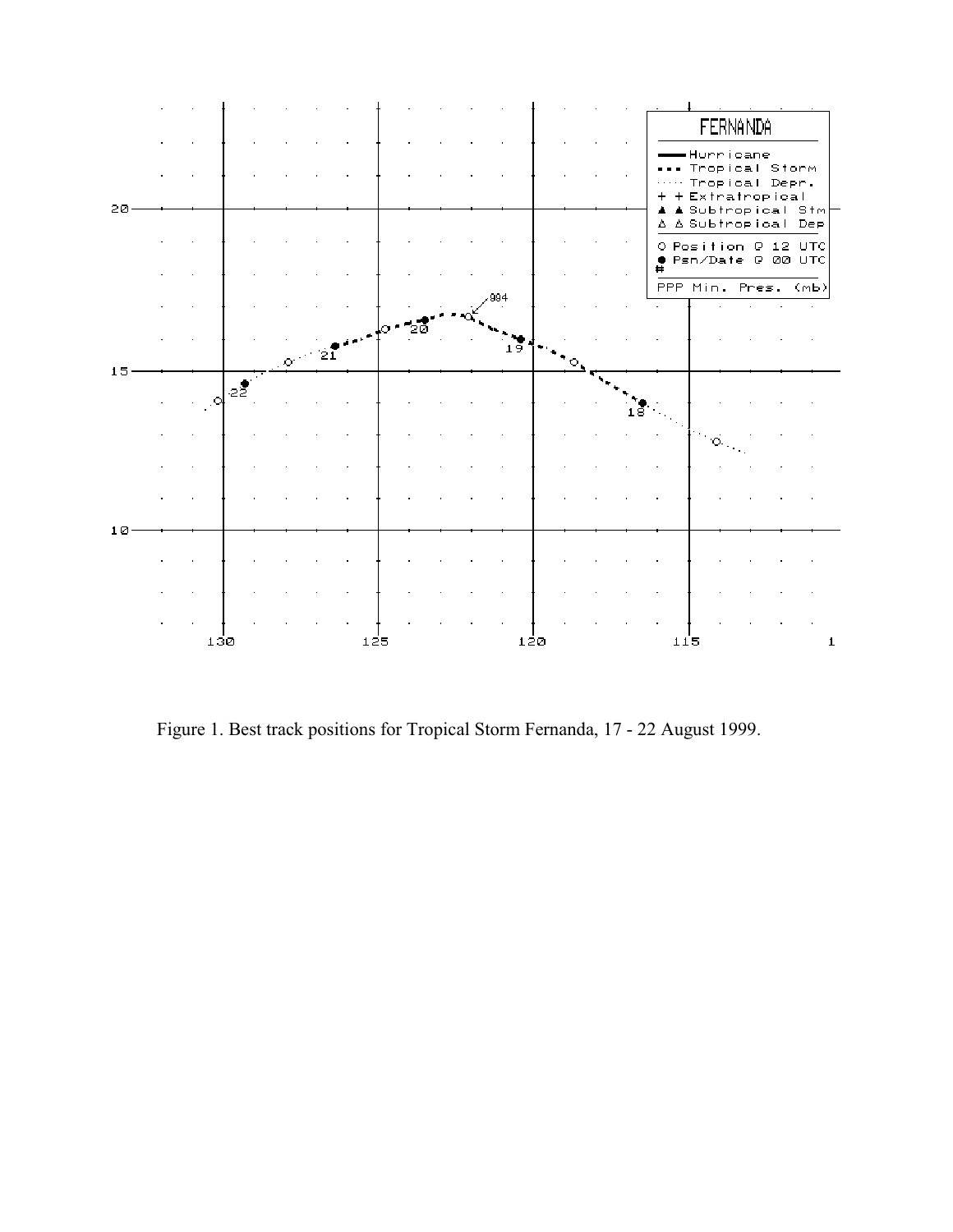Figure 1. Best track positions for Tropical Storm Fernanda, 17 - 22 August 1999.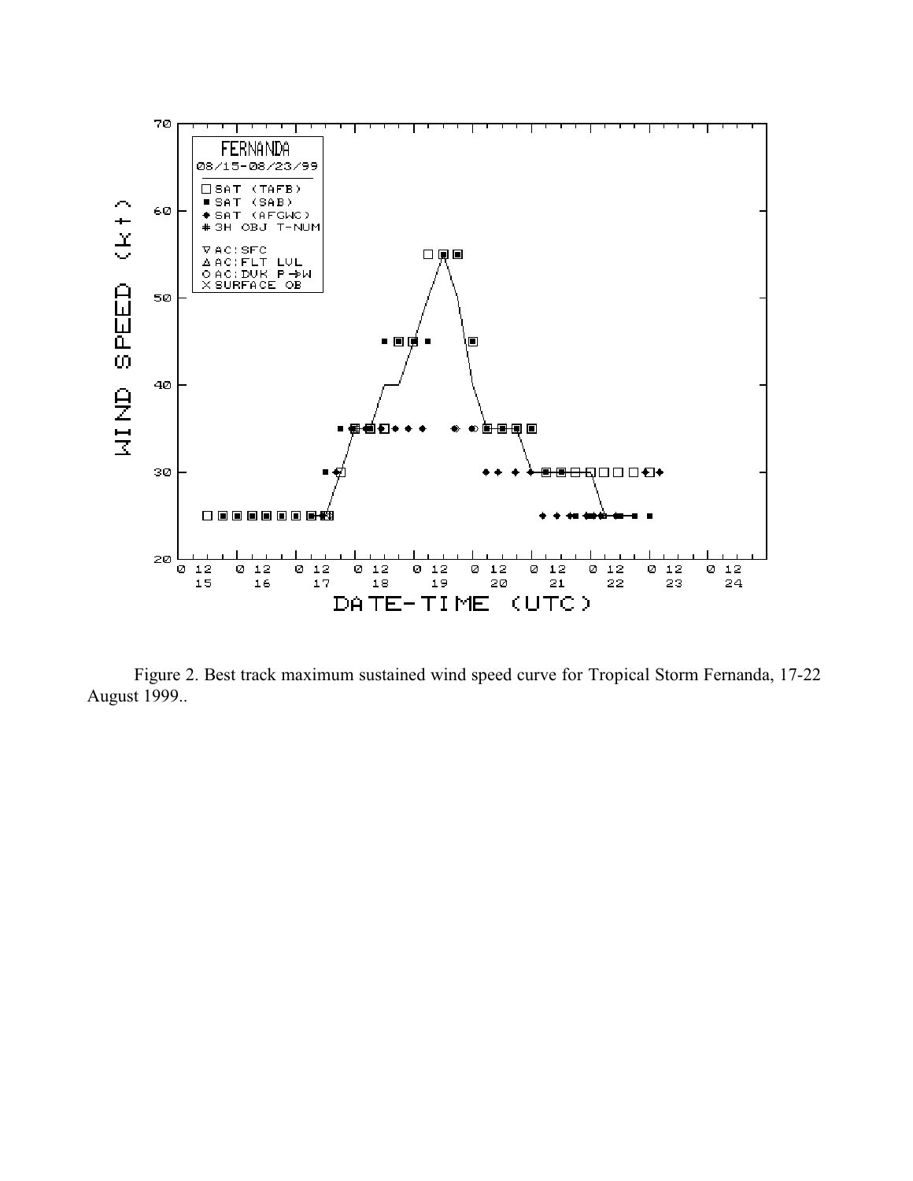Figure 2. Best track maximum sustained wind speed curve for Tropical Storm Fernanda, 17-22 August 1999..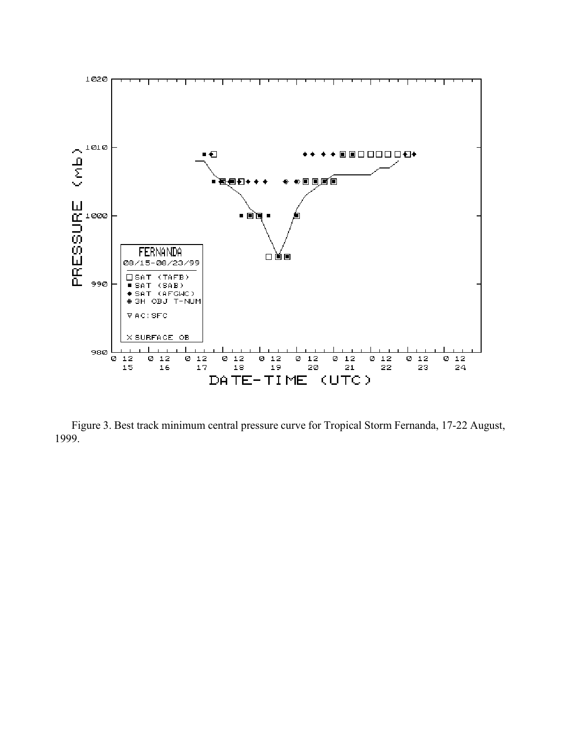FERNANDA
08/15-08/23/99

SAT (TAFB)
SAT (SAB)
SAT (AFGWC)
3H OBJ T-NUM
AC:SFC
SURFACE OB

PRESSURE (mb)

1020
1010
1000
990
980

0 12 0 12 0 12 0 12 0 12 0 12 0 12 0 12 0 12 0 12
15 16 17 18 19 20 21 22 23 24

DATE-TIME (UTC)

Figure 3. Best track minimum central pressure curve for Tropical Storm Fernanda, 17-22 August, 1999.